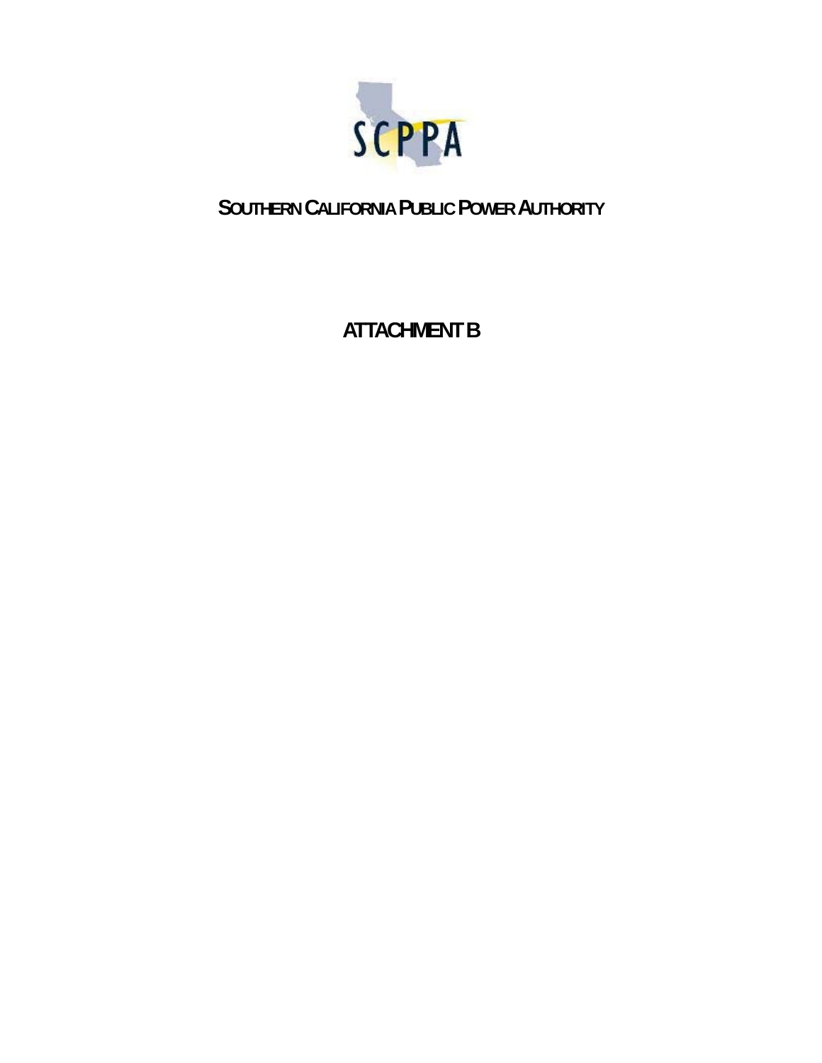SCPPA

# SOUTHERN CALIFORNIA PUBLIC POWER AUTHORITY

## ATTACHMENT B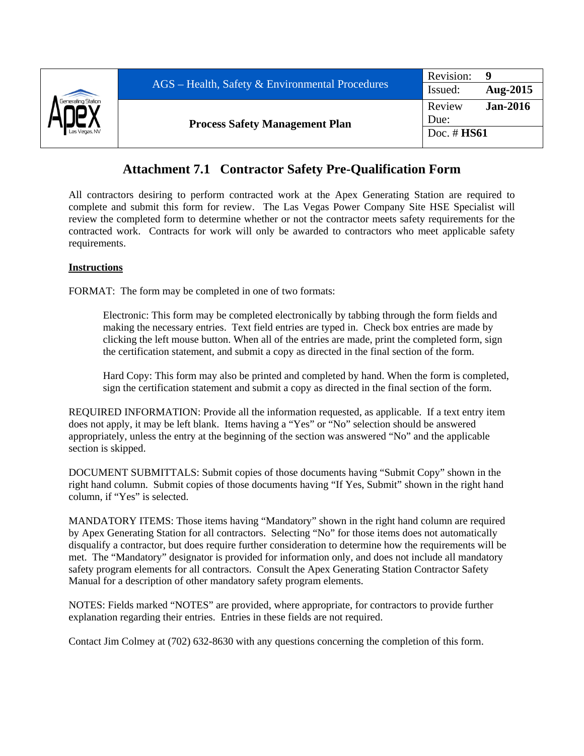# Attachment 7.1 Contractor Safety Pre-Qualification Form

All contractors desiring to perform contracted work at the Apex Generating Station are required to complete and submit this form for review. The Las Vegas Power Company Site HSE Specialist will review the completed form to determine whether or not the contractor meets safety requirements for the contracted work. Contracts for work will only be awarded to contractors who meet applicable safety requirements.

**Instructions**

FORMAT: The form may be completed in one of two formats:

> Electronic: This form may be completed electronically by tabbing through the form fields and making the necessary entries. Text field entries are typed in. Check box entries are made by clicking the left mouse button. When all of the entries are made, print the completed form, sign the certification statement, and submit a copy as directed in the final section of the form.
>
> Hard Copy: This form may also be printed and completed by hand. When the form is completed, sign the certification statement and submit a copy as directed in the final section of the form.

REQUIRED INFORMATION: Provide all the information requested, as applicable. If a text entry item does not apply, it may be left blank. Items having a "Yes" or "No" selection should be answered appropriately, unless the entry at the beginning of the section was answered "No" and the applicable section is skipped.

DOCUMENT SUBMITTALS: Submit copies of those documents having "Submit Copy" shown in the right hand column. Submit copies of those documents having "If Yes, Submit" shown in the right hand column, if "Yes" is selected.

MANDATORY ITEMS: Those items having "Mandatory" shown in the right hand column are required by Apex Generating Station for all contractors. Selecting "No" for those items does not automatically disqualify a contractor, but does require further consideration to determine how the requirements will be met. The "Mandatory" designator is provided for information only, and does not include all mandatory safety program elements for all contractors. Consult the Apex Generating Station Contractor Safety Manual for a description of other mandatory safety program elements.

NOTES: Fields marked "NOTES" are provided, where appropriate, for contractors to provide further explanation regarding their entries. Entries in these fields are not required.

Contact Jim Colmey at (702) 632-8630 with any questions concerning the completion of this form.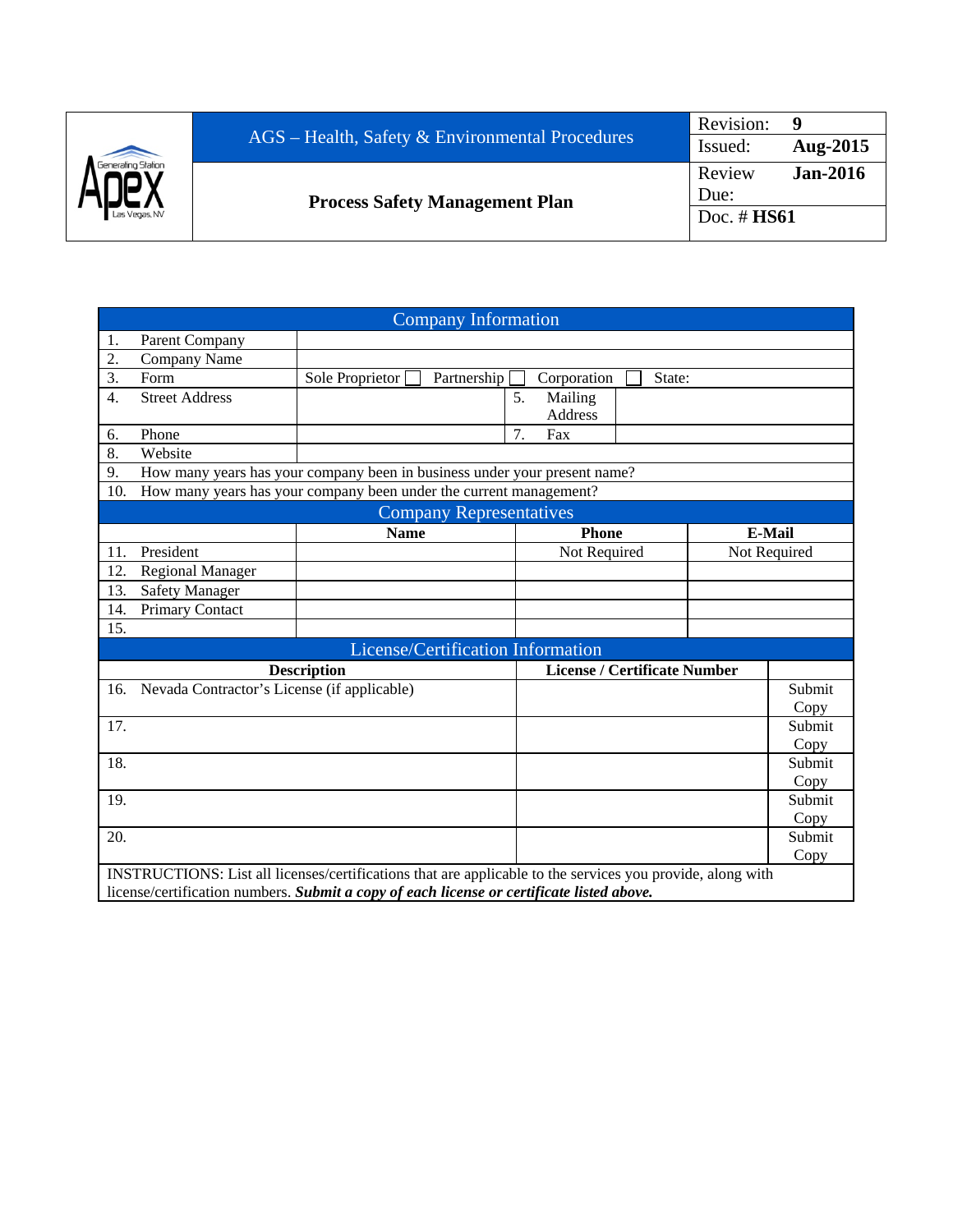## Company Information

| | | | | |
|---|---|---|---|---|
| 1. | Parent Company | | | |
| 2. | Company Name | | | |
| 3. | Form | Sole Proprietor ☐ Partnership ☐ Corporation ☐ State: | | |
| 4. | Street Address | | 5. Mailing Address | |
| 6. | Phone | | 7. Fax | |
| 8. | Website | | | |
| 9. | How many years has your company been in business under your present name? | | | |
| 10. | How many years has your company been under the current management? | | | |

## Company Representatives

| | Name | Phone | E-Mail |
|---|---|---|---|
| 11. President | | Not Required | Not Required |
| 12. Regional Manager | | | |
| 13. Safety Manager | | | |
| 14. Primary Contact | | | |
| 15. | | | |

## License/Certification Information

| Description | License / Certificate Number | |
|---|---|---|
| 16. Nevada Contractor's License (if applicable) | | Submit Copy |
| 17. | | Submit Copy |
| 18. | | Submit Copy |
| 19. | | Submit Copy |
| 20. | | Submit Copy |

INSTRUCTIONS: List all licenses/certifications that are applicable to the services you provide, along with license/certification numbers. ***Submit a copy of each license or certificate listed above.***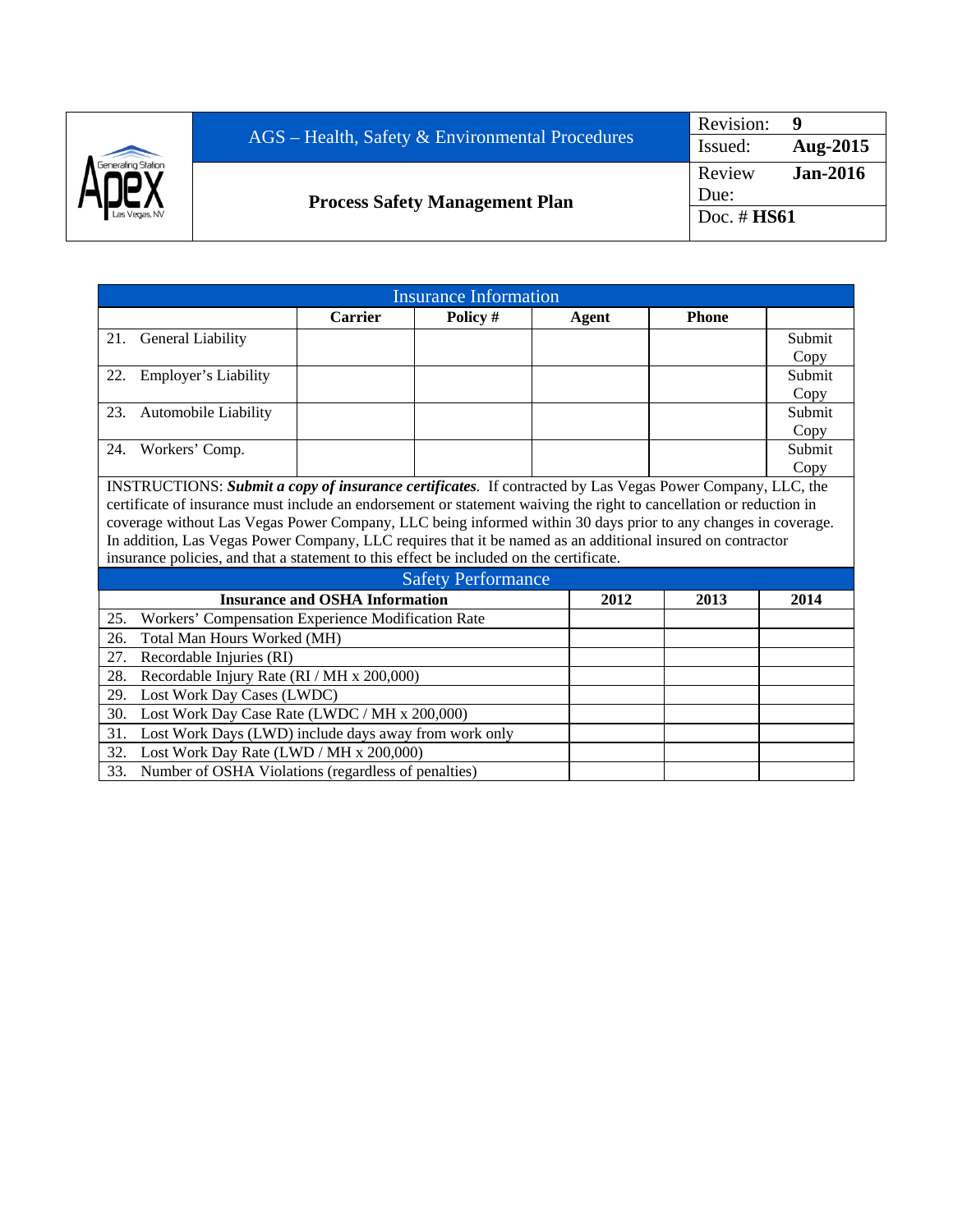## Insurance Information

| | Carrier | Policy # | Agent | Phone | |
|---|---|---|---|---|---|
| 21. General Liability | | | | | Submit Copy |
| 22. Employer's Liability | | | | | Submit Copy |
| 23. Automobile Liability | | | | | Submit Copy |
| 24. Workers' Comp. | | | | | Submit Copy |

INSTRUCTIONS: ***Submit a copy of insurance certificates***. If contracted by Las Vegas Power Company, LLC, the certificate of insurance must include an endorsement or statement waiving the right to cancellation or reduction in coverage without Las Vegas Power Company, LLC being informed within 30 days prior to any changes in coverage. In addition, Las Vegas Power Company, LLC requires that it be named as an additional insured on contractor insurance policies, and that a statement to this effect be included on the certificate.

## Safety Performance

| Insurance and OSHA Information | 2012 | 2013 | 2014 |
|---|---|---|---|
| 25. Workers' Compensation Experience Modification Rate | | | |
| 26. Total Man Hours Worked (MH) | | | |
| 27. Recordable Injuries (RI) | | | |
| 28. Recordable Injury Rate (RI / MH x 200,000) | | | |
| 29. Lost Work Day Cases (LWDC) | | | |
| 30. Lost Work Day Case Rate (LWDC / MH x 200,000) | | | |
| 31. Lost Work Days (LWD) include days away from work only | | | |
| 32. Lost Work Day Rate (LWD / MH x 200,000) | | | |
| 33. Number of OSHA Violations (regardless of penalties) | | | |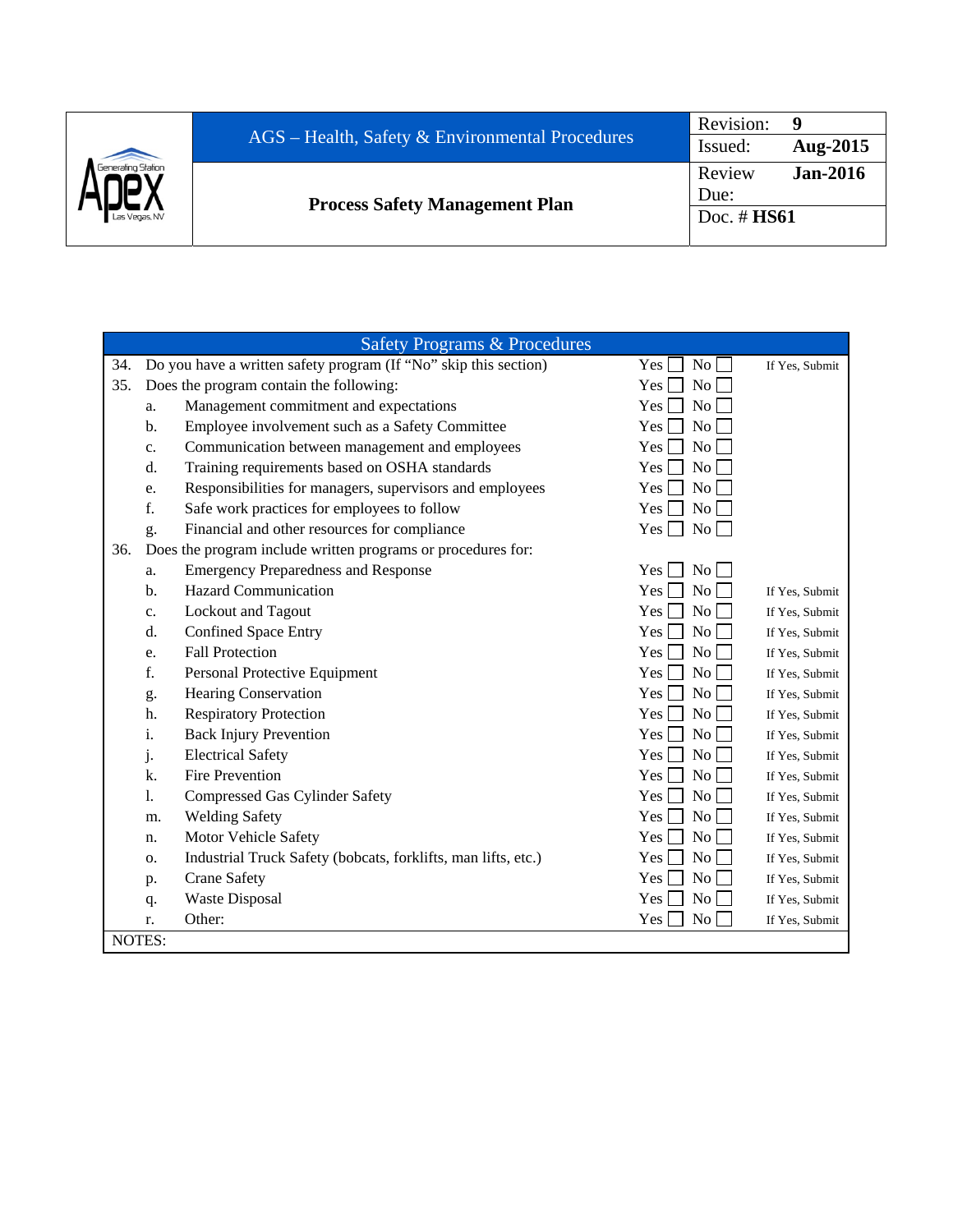| Safety Programs & Procedures | | | |
|---|---|---|---|
| 34. | Do you have a written safety program (If "No" skip this section) | Yes ☐ No ☐ | If Yes, Submit |
| 35. | Does the program contain the following: | Yes ☐ No ☐ | |
| a. | Management commitment and expectations | Yes ☐ No ☐ | |
| b. | Employee involvement such as a Safety Committee | Yes ☐ No ☐ | |
| c. | Communication between management and employees | Yes ☐ No ☐ | |
| d. | Training requirements based on OSHA standards | Yes ☐ No ☐ | |
| e. | Responsibilities for managers, supervisors and employees | Yes ☐ No ☐ | |
| f. | Safe work practices for employees to follow | Yes ☐ No ☐ | |
| g. | Financial and other resources for compliance | Yes ☐ No ☐ | |
| 36. | Does the program include written programs or procedures for: | | |
| a. | Emergency Preparedness and Response | Yes ☐ No ☐ | |
| b. | Hazard Communication | Yes ☐ No ☐ | If Yes, Submit |
| c. | Lockout and Tagout | Yes ☐ No ☐ | If Yes, Submit |
| d. | Confined Space Entry | Yes ☐ No ☐ | If Yes, Submit |
| e. | Fall Protection | Yes ☐ No ☐ | If Yes, Submit |
| f. | Personal Protective Equipment | Yes ☐ No ☐ | If Yes, Submit |
| g. | Hearing Conservation | Yes ☐ No ☐ | If Yes, Submit |
| h. | Respiratory Protection | Yes ☐ No ☐ | If Yes, Submit |
| i. | Back Injury Prevention | Yes ☐ No ☐ | If Yes, Submit |
| j. | Electrical Safety | Yes ☐ No ☐ | If Yes, Submit |
| k. | Fire Prevention | Yes ☐ No ☐ | If Yes, Submit |
| l. | Compressed Gas Cylinder Safety | Yes ☐ No ☐ | If Yes, Submit |
| m. | Welding Safety | Yes ☐ No ☐ | If Yes, Submit |
| n. | Motor Vehicle Safety | Yes ☐ No ☐ | If Yes, Submit |
| o. | Industrial Truck Safety (bobcats, forklifts, man lifts, etc.) | Yes ☐ No ☐ | If Yes, Submit |
| p. | Crane Safety | Yes ☐ No ☐ | If Yes, Submit |
| q. | Waste Disposal | Yes ☐ No ☐ | If Yes, Submit |
| r. | Other: | Yes ☐ No ☐ | If Yes, Submit |
| NOTES: | | | |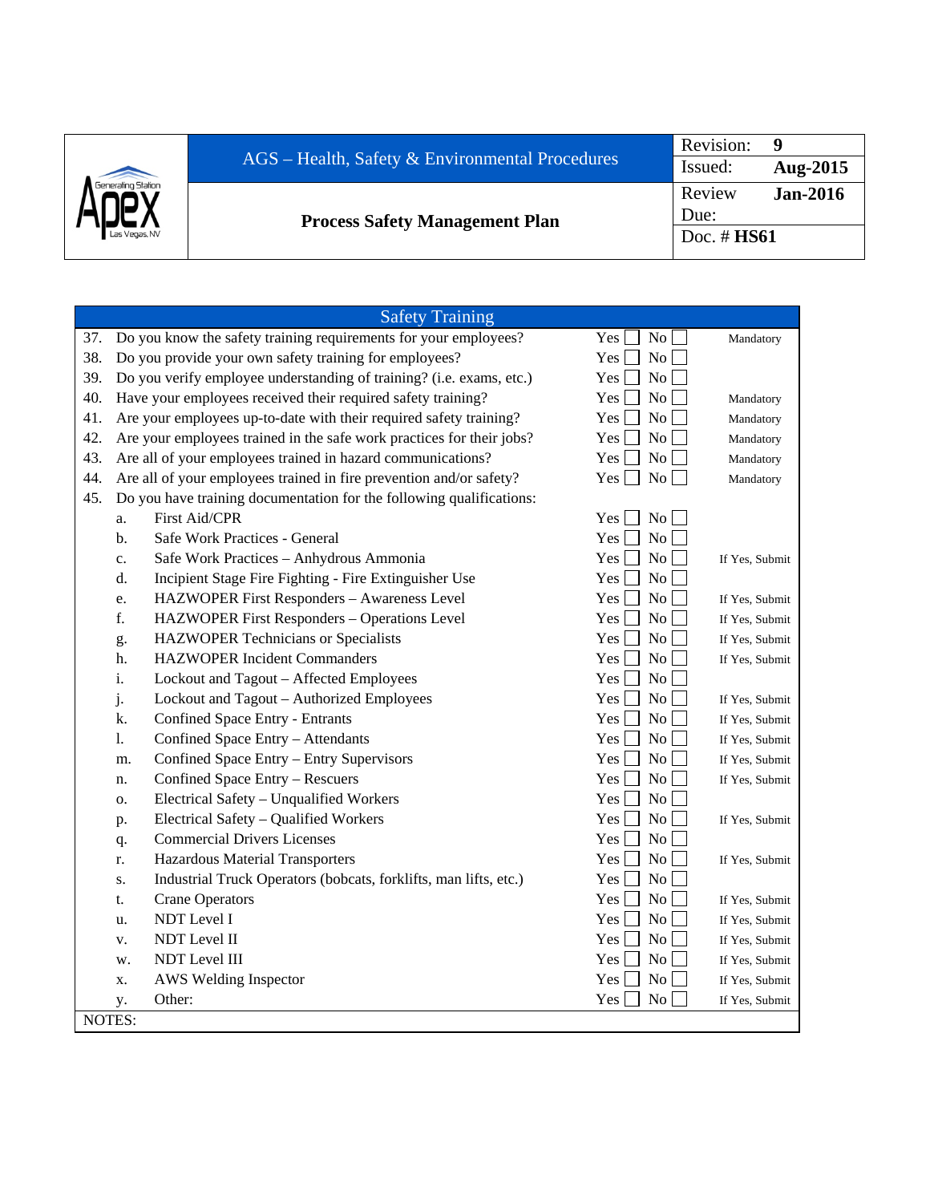| | AGS – Health, Safety & Environmental Procedures | Revision: **9** |
|---|---|---|
| | | Issued: **Aug-2015** |
| | **Process Safety Management Plan** | Review Due: **Jan-2016** |
| | | Doc. # **HS61** |

| Safety Training | | | |
|---|---|---|---|
| 37. | Do you know the safety training requirements for your employees? | Yes ☐ No ☐ | Mandatory |
| 38. | Do you provide your own safety training for employees? | Yes ☐ No ☐ | |
| 39. | Do you verify employee understanding of training? (i.e. exams, etc.) | Yes ☐ No ☐ | |
| 40. | Have your employees received their required safety training? | Yes ☐ No ☐ | Mandatory |
| 41. | Are your employees up-to-date with their required safety training? | Yes ☐ No ☐ | Mandatory |
| 42. | Are your employees trained in the safe work practices for their jobs? | Yes ☐ No ☐ | Mandatory |
| 43. | Are all of your employees trained in hazard communications? | Yes ☐ No ☐ | Mandatory |
| 44. | Are all of your employees trained in fire prevention and/or safety? | Yes ☐ No ☐ | Mandatory |
| 45. | Do you have training documentation for the following qualifications: | | |
| a. | First Aid/CPR | Yes ☐ No ☐ | |
| b. | Safe Work Practices - General | Yes ☐ No ☐ | |
| c. | Safe Work Practices – Anhydrous Ammonia | Yes ☐ No ☐ | If Yes, Submit |
| d. | Incipient Stage Fire Fighting - Fire Extinguisher Use | Yes ☐ No ☐ | |
| e. | HAZWOPER First Responders – Awareness Level | Yes ☐ No ☐ | If Yes, Submit |
| f. | HAZWOPER First Responders – Operations Level | Yes ☐ No ☐ | If Yes, Submit |
| g. | HAZWOPER Technicians or Specialists | Yes ☐ No ☐ | If Yes, Submit |
| h. | HAZWOPER Incident Commanders | Yes ☐ No ☐ | If Yes, Submit |
| i. | Lockout and Tagout – Affected Employees | Yes ☐ No ☐ | |
| j. | Lockout and Tagout – Authorized Employees | Yes ☐ No ☐ | If Yes, Submit |
| k. | Confined Space Entry - Entrants | Yes ☐ No ☐ | If Yes, Submit |
| l. | Confined Space Entry – Attendants | Yes ☐ No ☐ | If Yes, Submit |
| m. | Confined Space Entry – Entry Supervisors | Yes ☐ No ☐ | If Yes, Submit |
| n. | Confined Space Entry – Rescuers | Yes ☐ No ☐ | If Yes, Submit |
| o. | Electrical Safety – Unqualified Workers | Yes ☐ No ☐ | |
| p. | Electrical Safety – Qualified Workers | Yes ☐ No ☐ | If Yes, Submit |
| q. | Commercial Drivers Licenses | Yes ☐ No ☐ | |
| r. | Hazardous Material Transporters | Yes ☐ No ☐ | If Yes, Submit |
| s. | Industrial Truck Operators (bobcats, forklifts, man lifts, etc.) | Yes ☐ No ☐ | |
| t. | Crane Operators | Yes ☐ No ☐ | If Yes, Submit |
| u. | NDT Level I | Yes ☐ No ☐ | If Yes, Submit |
| v. | NDT Level II | Yes ☐ No ☐ | If Yes, Submit |
| w. | NDT Level III | Yes ☐ No ☐ | If Yes, Submit |
| x. | AWS Welding Inspector | Yes ☐ No ☐ | If Yes, Submit |
| y. | Other: | Yes ☐ No ☐ | If Yes, Submit |
| NOTES: | | | |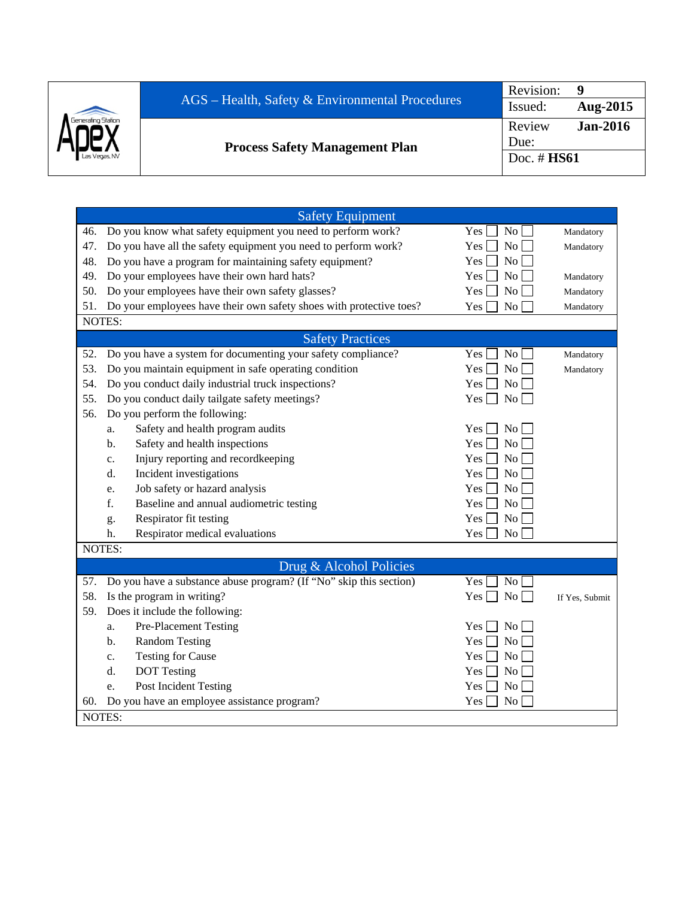| | AGS – Health, Safety & Environmental Procedures | Revision: **9** |
|---|---|---|
| | | Issued: **Aug-2015** |
| Apex Generating Station Las Vegas, NV | **Process Safety Management Plan** | Review Due: **Jan-2016** |
| | | Doc. # **HS61** |

| Safety Equipment | | | |
|---|---|---|---|
| 46. Do you know what safety equipment you need to perform work? | Yes ☐ | No ☐ | Mandatory |
| 47. Do you have all the safety equipment you need to perform work? | Yes ☐ | No ☐ | Mandatory |
| 48. Do you have a program for maintaining safety equipment? | Yes ☐ | No ☐ | |
| 49. Do your employees have their own hard hats? | Yes ☐ | No ☐ | Mandatory |
| 50. Do your employees have their own safety glasses? | Yes ☐ | No ☐ | Mandatory |
| 51. Do your employees have their own safety shoes with protective toes? | Yes ☐ | No ☐ | Mandatory |
| NOTES: | | | |
| **Safety Practices** | | | |
| 52. Do you have a system for documenting your safety compliance? | Yes ☐ | No ☐ | Mandatory |
| 53. Do you maintain equipment in safe operating condition | Yes ☐ | No ☐ | Mandatory |
| 54. Do you conduct daily industrial truck inspections? | Yes ☐ | No ☐ | |
| 55. Do you conduct daily tailgate safety meetings? | Yes ☐ | No ☐ | |
| 56. Do you perform the following: | | | |
| a. Safety and health program audits | Yes ☐ | No ☐ | |
| b. Safety and health inspections | Yes ☐ | No ☐ | |
| c. Injury reporting and recordkeeping | Yes ☐ | No ☐ | |
| d. Incident investigations | Yes ☐ | No ☐ | |
| e. Job safety or hazard analysis | Yes ☐ | No ☐ | |
| f. Baseline and annual audiometric testing | Yes ☐ | No ☐ | |
| g. Respirator fit testing | Yes ☐ | No ☐ | |
| h. Respirator medical evaluations | Yes ☐ | No ☐ | |
| NOTES: | | | |
| **Drug & Alcohol Policies** | | | |
| 57. Do you have a substance abuse program? (If "No" skip this section) | Yes ☐ | No ☐ | |
| 58. Is the program in writing? | Yes ☐ | No ☐ | If Yes, Submit |
| 59. Does it include the following: | | | |
| a. Pre-Placement Testing | Yes ☐ | No ☐ | |
| b. Random Testing | Yes ☐ | No ☐ | |
| c. Testing for Cause | Yes ☐ | No ☐ | |
| d. DOT Testing | Yes ☐ | No ☐ | |
| e. Post Incident Testing | Yes ☐ | No ☐ | |
| 60. Do you have an employee assistance program? | Yes ☐ | No ☐ | |
| NOTES: | | | |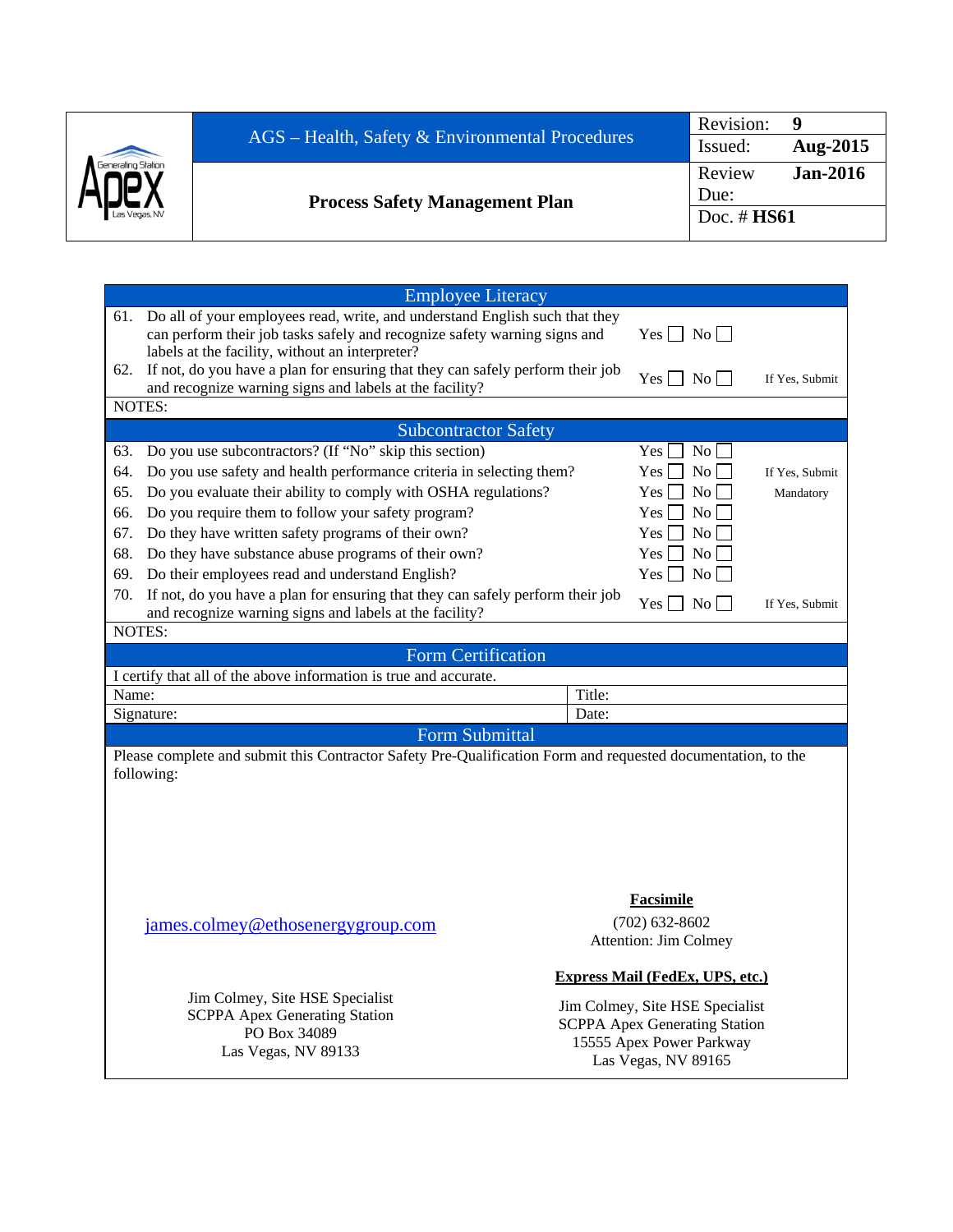| | | |
|---|---|---|
| **Apex** Generating Station Las Vegas, NV | AGS – Health, Safety & Environmental Procedures | Revision: **9** |
| | | Issued: **Aug-2015** |
| | **Process Safety Management Plan** | Review Due: **Jan-2016** |
| | | Doc. # **HS61** |

| Employee Literacy | | |
|---|---|---|
| 61. Do all of your employees read, write, and understand English such that they can perform their job tasks safely and recognize safety warning signs and labels at the facility, without an interpreter? | Yes ☐ No ☐ | |
| 62. If not, do you have a plan for ensuring that they can safely perform their job and recognize warning signs and labels at the facility? | Yes ☐ No ☐ | If Yes, Submit |
| NOTES: | | |

| Subcontractor Safety | | |
|---|---|---|
| 63. Do you use subcontractors? (If "No" skip this section) | Yes ☐ No ☐ | |
| 64. Do you use safety and health performance criteria in selecting them? | Yes ☐ No ☐ | If Yes, Submit |
| 65. Do you evaluate their ability to comply with OSHA regulations? | Yes ☐ No ☐ | Mandatory |
| 66. Do you require them to follow your safety program? | Yes ☐ No ☐ | |
| 67. Do they have written safety programs of their own? | Yes ☐ No ☐ | |
| 68. Do they have substance abuse programs of their own? | Yes ☐ No ☐ | |
| 69. Do their employees read and understand English? | Yes ☐ No ☐ | |
| 70. If not, do you have a plan for ensuring that they can safely perform their job and recognize warning signs and labels at the facility? | Yes ☐ No ☐ | If Yes, Submit |
| NOTES: | | |

| Form Certification | |
|---|---|
| I certify that all of the above information is true and accurate. | |
| Name: | Title: |
| Signature: | Date: |

## Form Submittal

Please complete and submit this Contractor Safety Pre-Qualification Form and requested documentation, to the following:

james.colmey@ethosenergygroup.com

**Facsimile**

(702) 632-8602
Attention: Jim Colmey

**Express Mail (FedEx, UPS, etc.)**

Jim Colmey, Site HSE Specialist
SCPPA Apex Generating Station
PO Box 34089
Las Vegas, NV 89133

Jim Colmey, Site HSE Specialist
SCPPA Apex Generating Station
15555 Apex Power Parkway
Las Vegas, NV 89165